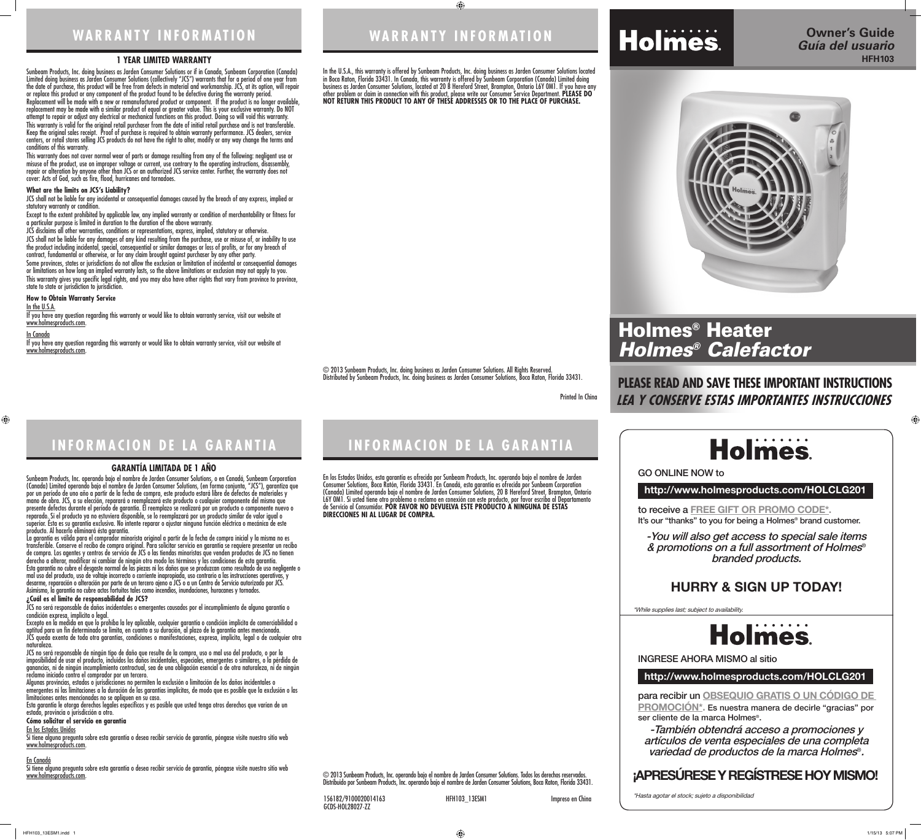## WARRANTY INFORMATION

### 1 YEAR LIMITED WARRANTY

Sunbeam Products, Inc. doing business as Jarden Consumer Solutions or if in Canada, Sunbeam Corporation (Canada) Limited doing business as Jarden Consumer Solutions (collectively "JCS") warrants that for a period of one year from the date of purchase, this product will be free from defects in material and workmanship. JCS, at its option, will repair or replace this product or any component of the product found to be defective during the warranty period. Replacement will be made with a new or remanufactured product or component. If the product is no longer available, replacement may be made with a similar product of equal or greater value. This is your exclusive warranty. Do NOT attempt to repair or adjust any electrical or mechanical functions on this product. Doing so will void this warranty.

This warranty is valid for the original retail purchaser from the date of initial retail purchase and is not transferable. Keep the original sales receipt. Proof of purchase is required to obtain warranty performance. JCS dealers, service centers, or retail stores selling JCS products do not have the right to alter, modify or any way change the terms and conditions of this warranty.

This warranty does not cover normal wear of parts or damage resulting from any of the following: negligent use or misuse of the product, use on improper voltage or current, use contrary to the operating instructions, disassembly, repair or alteration by anyone other than JCS or an authorized JCS service center. Further, the warranty does not cover: Acts of God, such as fire, flood, hurricanes and tornadoes.

**What are the limits on JCS's Liability?**

JCS shall not be liable for any incidental or consequential damages caused by the breach of any express, implied or statutory warranty or condition.

Except to the extent prohibited by applicable law, any implied warranty or condition of merchantability or fitness for a particular purpose is limited in duration to the duration of the above warranty.

JCS disclaims all other warranties, conditions or representations, express, implied, statutory or otherwise.

JCS shall not be liable for any damages of any kind resulting from the purchase, use or misuse of, or inability to use the product including incidental, special, consequential or similar damages or loss of profits, or for any breach of contract, fundamental or otherwise, or for any claim brought against purchaser by any other party.

Some provinces, states or jurisdictions do not allow the exclusion or limitation of incidental or consequential damages or limitations on how long an implied warranty lasts, so the above limitations or exclusion may not apply to you.

This warranty gives you specific legal rights, and you may also have other rights that vary from province to province, state to state or jurisdiction to jurisdiction.

**How to Obtain Warranty Service**

In the U.S.A.

If you have any question regarding this warranty or would like to obtain warranty service, visit our website at www.holmesproducts.com.

In Canada

If you have any question regarding this warranty or would like to obtain warranty service, visit our website at www.holmesproducts.com.

In the U.S.A., this warranty is offered by Sunbeam Products, Inc. doing business as Jarden Consumer Solutions located in Boca Raton, Florida 33431. In Canada, this warranty is offered by Sunbeam Corporation (Canada) Limited doing business as Jarden Consumer Solutions, located at 20 B Hereford Street, Brampton, Ontario L6Y 0M1. If you have any other problem or claim in connection with this product, please write our Consumer Service Department. **PLEASE DO NOT RETURN THIS PRODUCT TO ANY OF THESE ADDRESSES OR TO THE PLACE OF PURCHASE.**

© 2013 Sunbeam Products, Inc. doing business as Jarden Consumer Solutions. All Rights Reserved.
Distributed by Sunbeam Products, Inc. doing business as Jarden Consumer Solutions, Boca Raton, Florida 33431.

Printed In China

## INFORMACION DE LA GARANTIA

### GARANTÍA LIMITADA DE 1 AÑO

Sunbeam Products, Inc. operando bajo el nombre de Jarden Consumer Solutions, o en Canadá, Sunbeam Corporation (Canada) Limited operando bajo el nombre de Jarden Consumer Solutions, (en forma conjunta, "JCS"), garantiza que por un período de uno año a partir de la fecha de compra, este producto estará libre de defectos de materiales y mano de obra. JCS, a su elección, reparará o reemplazará este producto o cualquier componente del mismo que presente defectos durante el período de garantía. El reemplazo se realizará por un producto o componente nuevo o reparado. Si el producto ya no estuviera disponible, se lo reemplazará por un producto similar de valor igual o superior. Ésta es su garantía exclusiva. No intente reparar o ajustar ninguna función eléctrica o mecánica de este producto. Al hacerlo elimínará ésta garantía.

La garantía es válida para el comprador minorista original a partir de la fecha de compra inicial y la misma no es transferible. Conserve el recibo de compra original. Para solicitar servicio en garantía se requiere presentar un recibo de compra. Los agentes y centros de servicio de JCS o las tiendas minoristas que venden productos de JCS no tienen derecho a alterar, modificar ni cambiar de ningún otro modo los términos y las condiciones de esta garantía.

Esta garantía no cubre el desgaste normal de las piezas ni los daños que se produzcan como resultado de uso negligente o mal uso del producto, uso de voltaje incorrecto o corriente inapropiada, uso contrario a las instrucciones operativas, y desarme, reparación o alteración por parte de un tercero ajeno a JCS o a un Centro de Servicio autorizado por JCS. Asimismo, la garantía no cubre actos fortuitos tales como incendios, inundaciones, huracanes y tornados.

**¿Cuál es el límite de responsabilidad de JCS?**

JCS no será responsable de daños incidentales o emergentes causados por el incumplimiento de alguna garantía o condición expresa, implícita o legal.

Excepto en la medida en que lo prohíba la ley aplicable, cualquier garantía o condición implícita de comerciabilidad o aptitud para un fin determinado se limita, en cuanto a su duración, al plazo de la garantía antes mencionada.

JCS queda exenta de toda otra garantías, condiciones o manifestaciones, expresa, implícita, legal o de cualquier otra naturaleza.

JCS no será responsable de ningún tipo de daño que resulte de la compra, uso o mal uso del producto, o por la imposibilidad de usar el producto, incluidos los daños incidentales, especiales, emergentes o similares, o la pérdida de ganancias, ni de ningún incumplimiento contractual, sea de una obligación esencial o de otra naturaleza, ni de ningún reclamo iniciado contra el comprador por un tercero.

Algunas provincias, estados o jurisdicciones no permiten la exclusión o limitación de los daños incidentales o emergentes ni las limitaciones a la duración de las garantías implícitas, de modo que es posible que la exclusión o las limitaciones antes mencionadas no se apliquen en su caso.

Esta garantía le otorga derechos legales específicos y es posible que usted tenga otros derechos que varían de un estado, provincia o jurisdicción a otro.

**Cómo solicitar el servicio en garantía**

En los Estados Unidos

Si tiene alguna pregunta sobre esta garantía o desea recibir servicio de garantía, póngase visite nuestro sitio web www.holmesproducts.com.

En Canadá

Si tiene alguna pregunta sobre esta garantía o desea recibir servicio de garantía, póngase visite nuestro sitio web www.holmesproducts.com.

En los Estados Unidos, esta garantía es ofrecida por Sunbeam Products, Inc. operando bajo el nombre de Jarden Consumer Solutions, Boca Ratón, Florida 33431. En Canadá, esta garantía es ofrecida por Sunbeam Corporation (Canada) Limited operando bajo el nombre de Jarden Consumer Solutions, 20 B Hereford Street, Brampton, Ontario L6Y 0M1. Si usted tiene otro problema o reclamo en conexión con este producto, por favor escriba al Departamento de Servicio al Consumidor. **POR FAVOR NO DEVUELVA ESTE PRODUCTO A NINGUNA DE ESTAS DIRECCIONES NI AL LUGAR DE COMPRA.**

© 2013 Sunbeam Products, Inc. operando bajo el nombre de Jarden Consumer Solutions. Todos los derechos reservados.
Distribuido por Sunbeam Products, Inc. operando bajo el nombre de Jarden Consumer Solutions, Boca Ratón, Florida 33431.

156182/9100020014163 HFH103_13ESM1 Impreso en China
GCDS-HOL28027-ZZ

---

# Holmes®

**Owner's Guide**
***Guía del usuario***
**HFH103**

# Holmes® Heater
# *Holmes® Calefactor*

**PLEASE READ AND SAVE THESE IMPORTANT INSTRUCTIONS**
***LEA Y CONSERVE ESTAS IMPORTANTES INSTRUCCIONES***

---

**Holmes®**

GO ONLINE NOW to

**http://www.holmesproducts.com/HOLCLG201**

to receive a **FREE GIFT OR PROMO CODE***.
It's our "thanks" to you for being a Holmes® brand customer.

*-You will also get access to special sale items & promotions on a full assortment of Holmes® branded products.*

**HURRY & SIGN UP TODAY!**

*While supplies last; subject to availability.*

---

**Holmes®**

INGRESE AHORA MISMO al sitio

**http://www.holmesproducts.com/HOLCLG201**

para recibir un **OBSEQUIO GRATIS O UN CÓDIGO DE PROMOCIÓN***. Es nuestra manera de decirle "gracias" por ser cliente de la marca Holmes®.

*-También obtendrá acceso a promociones y artículos de venta especiales de una completa variedad de productos de la marca Holmes®.*

**¡APRESÚRESE Y REGÍSTRESE HOY MISMO!**

*Hasta agotar el stock; sujeto a disponibilidad*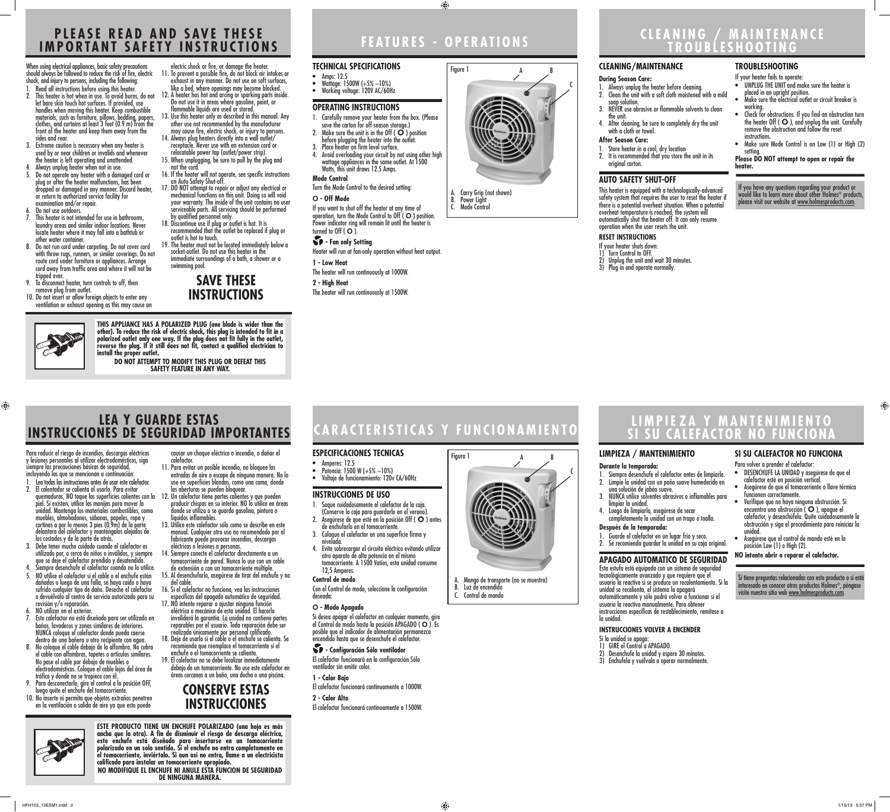# PLEASE READ AND SAVE THESE IMPORTANT SAFETY INSTRUCTIONS

When using electrical appliances, basic safety precautions should always be followed to reduce the risk of fire, electric shock, and injury to persons, including the following:

1. Read all instructions before using this heater.
2. This heater is hot when in use. To avoid burns, do not let bare skin touch hot surfaces. If provided, use handles when moving this heater. Keep combustible materials, such as furniture, pillows, bedding, papers, clothes, and curtains at least 3 feet (0.9 m) from the front of the heater and keep them away from the sides and rear.
3. Extreme caution is necessary when any heater is used by or near children or invalids and whenever the heater is left operating and unattended.
4. Always unplug heater when not in use.
5. Do not operate any heater with a damaged cord or plug or after the heater malfunctions, has been dropped or damaged in any manner. Discard heater, or return to authorized service facility for examination and/or repair.
6. Do not use outdoors.
7. This heater is not intended for use in bathrooms, laundry areas and similar indoor locations. Never locate heater where it may fall into a bathtub or other water container.
8. Do not run cord under carpeting. Do not cover cord with throw rugs, runners, or similar coverings. Do not route cord under furniture or appliances. Arrange cord away from traffic area and where it will not be tripped over.
9. To disconnect heater, turn controls to off, then remove plug from outlet.
10. Do not insert or allow foreign objects to enter any ventilation or exhaust opening as this may cause an electric shock or fire, or damage the heater.
11. To prevent a possible fire, do not block air intakes or exhaust in any manner. Do not use on soft surfaces, like a bed, where openings may become blocked.
12. A heater has hot and arcing or sparking parts inside. Do not use it in areas where gasoline, paint, or flammable liquids are used or stored.
13. Use this heater only as described in this manual. Any other use not recommended by the manufacturer may cause fire, electric shock, or injury to persons.
14. Always plug heaters directly into a wall outlet/receptacle. Never use with an extension cord or relocatable power tap (outlet/power strip).
15. When unplugging, be sure to pull by the plug and not the cord.
16. If the heater will not operate, see specific instructions on Auto Safety Shut-off.
17. DO NOT attempt to repair or adjust any electrical or mechanical functions on this unit. Doing so will void your warranty. The inside of the unit contains no user serviceable parts. All servicing should be performed by qualified personnel only.
18. Discontinue use if plug or outlet is hot. It is recommended that the outlet be replaced if plug or outlet is hot to touch.
19. The heater must not be located immediately below a socket-outlet. Do not use this heater in the immediate surroundings of a bath, a shower or a swimming pool.

## SAVE THESE INSTRUCTIONS

**THIS APPLIANCE HAS A POLARIZED PLUG (one blade is wider than the other). To reduce the risk of electric shock, this plug is intended to fit in a polarized outlet only one way. If the plug does not fit fully in the outlet, reverse the plug. If it still does not fit, contact a qualified electrician to install the proper outlet.**

**DO NOT ATTEMPT TO MODIFY THIS PLUG OR DEFEAT THIS SAFETY FEATURE IN ANY WAY.**

# FEATURES - OPERATIONS

## TECHNICAL SPECIFICATIONS

- Amps: 12.5
- Wattage: 1500W (+5% –10%)
- Working voltage: 120V AC/60Hz

## OPERATING INSTRUCTIONS

1. Carefully remove your heater from the box. (Please save the carton for off-season storage.)
2. Make sure the unit is in the Off ( O ) position before plugging the heater into the outlet.
3. Place heater on firm level surface.
4. Avoid overloading your circuit by not using other high wattage appliances in the same outlet. At 1500 Watts, this unit draws 12.5 Amps.

**Mode Control**

Turn the Mode Control to the desired setting:

**O - Off Mode**

If you want to shut off the heater at any time of operation, turn the Mode Control to Off ( O ) position. Power indicator ring will remain lit until the heater is turned to Off ( O ).

**- Fan only Setting**

Heater will run at fan-only operation without heat output.

**1 - Low Heat**

The heater will run continuously at 1000W.

**2 - High Heat**

The heater will run continuously at 1500W.

Figure 1

A B C

A. Carry Grip (not shown)
B. Power Light
C. Mode Control

# CLEANING / MAINTENANCE TROUBLESHOOTING

## CLEANING/MAINTENANCE

**During Season Care:**

1. Always unplug the heater before cleaning.
2. Clean the unit with a soft cloth moistened with a mild soap solution.
3. NEVER use abrasive or flammable solvents to clean the unit.
4. After cleaning, be sure to completely dry the unit with a cloth or towel.

**After Season Care:**

1. Store heater in a cool, dry location
2. It is recommended that you store the unit in its original carton.

## AUTO SAFETY SHUT-OFF

This heater is equipped with a technologically-advanced safety system that requires the user to reset the heater if there is a potential overheat situation. When a potential overheat temperature is reached, the system will automatically shut the heater off. It can only resume operation when the user resets the unit.

**RESET INSTRUCTIONS**

If your heater shuts down:

1) Turn Control to OFF.
2) Unplug the unit and wait 30 minutes.
3) Plug in and operate normally.

## TROUBLESHOOTING

If your heater fails to operate:

- UNPLUG THE UNIT and make sure the heater is placed in an upright position.
- Make sure the electrical outlet or circuit breaker is working.
- Check for obstructions. If you find an obstruction turn the heater Off ( O ), and unplug the unit. Carefully remove the obstruction and follow the reset instructions.
- Make sure Mode Control is on Low (1) or High (2) setting.

**Please DO NOT attempt to open or repair the heater.**

If you have any questions regarding your product or would like to learn more about other Holmes® products, please visit our website at www.holmesproducts.com.

# LEA Y GUARDE ESTAS INSTRUCCIONES DE SEGURIDAD IMPORTANTES

Para reducir el riesgo de incendios, descargas eléctricas y lesiones personales al utilizar electrodomésticos, siga siempre las precauciones básicas de seguridad, incluyendo las que se mencionan a continuación:

1. Lea todas las instrucciones antes de usar este calefactor.
2. El calentador se calienta al usarlo. Para evitar quemaduras, NO toque las superficies calientes con la piel. Si existen, utilice las manijas para mover la unidad. Mantenga los materiales combustibles, como muebles, almohadones, sábanas, papeles, ropa y cortinas a por lo menos 3 pies (0,9m) de la parte delantera del calefactor y manténgalos alejados de los costados y de la parte de atrás.
3. Debe tener mucho cuidado cuando el calefactor es utilizado por, o cerca de niños o inválidos, y siempre que se deje el calefactor prendido y desatendido.
4. Siempre desenchufe el calefactor cuando no lo utilice.
5. NO utilice el calefactor si el cable o el enchufe están dañados o luego de una falla, se haya caído o haya sufrido cualquier tipo de daño. Deseche el calefactor o devuélvalo al centro de servicio autorizado para su revisión y/o reparación.
6. NO utilizar en el exterior.
7. Este calefactor no está diseñado para ser utilizado en baños, lavaderos y zonas similares de interiores. NUNCA coloque el calefactor donde pueda caerse dentro de una bañera u otro recipiente con agua.
8. No coloque el cable debajo de la alfombra. No cubra el cable con alfombras, tapetes o artículos similares. No pase el cable por debajo de muebles o electrodomésticos. Coloque el cable lejos del área de tráfico y donde no se tropiece con él.
9. Para desconectarlo, gire el control a la posición OFF, luego quite el enchufe del tomacorriente.
10. No inserte ni permita que objetos extraños penetren en la ventilación o salida de aire ya que esto puede causar un choque eléctrico o incendio, o dañar el calefactor.
11. Para evitar un posible incendio, no bloquee las entradas de aire o escape de ninguna manera. No lo use en superficies blandas, como una cama, donde las aberturas se pueden bloquear.
12. Un calefactor tiene partes calientes y que pueden producir chispas en su interior. NO lo utilice en áreas donde se utiliza o se guarda gasolina, pintura o líquidos inflamables.
13. Utilice este calefactor sólo como se describe en este manual. Cualquier otro uso no recomendado por el fabricante puede provocar incendios, descargas eléctricas o lesiones a personas.
14. Siempre conecte el calefactor directamente a un tomacorriente de pared. Nunca lo use con un cable de extensión o con un tomacorriente múltiple.
15. Al desenchufarlo, asegúrese de tirar del enchufe y no del cable.
16. Si el calefactor no funciona, vea las instrucciones específicas del apagado automático de seguridad.
17. NO intente reparar o ajustar ninguna función eléctrica o mecánica de esta unidad. El hacerlo invalidará la garantía. La unidad no contiene partes reparables por el usuario. Toda reparación debe ser realizada únicamente por personal calificado.
18. Deje de usarlo si el cable o el enchufe se calienta. Se recomienda que reemplace el tomacorriente si el enchufe o el tomacorriente se calienta.
19. El calefactor no se debe localizar inmediatamente debajo de un tomacorriente. No use este calefactor en áreas cercanas a un baño, una ducha o una piscina.

## CONSERVE ESTAS INSTRUCCIONES

**ESTE PRODUCTO TIENE UN ENCHUFE POLARIZADO (una hoja es más ancha que la otra). A fin de disminuir el riesgo de descarga eléctrica, este enchufe está diseñado para insertarse en un tomacorriente polarizado en un solo sentido. Si el enchufe no entra completamente en el tomacorriente, inviértalo. Si aun así no entra, llame a un electricista calificado para instalar un tomacorriente apropiado.**

**NO MODIFIQUE EL ENCHUFE NI ANULE ESTA FUNCION DE SEGURIDAD DE NINGUNA MANERA.**

# CARACTERISTICAS Y FUNCIONAMIENTO

## ESPECIFICACIONES TECNICAS

- Amperes: 12.5
- Potencia: 1500 W (+5% –10%)
- Voltaje de funcionamiento: 120v CA/60Hz

## INSTRUCCIONES DE USO

1. Saque cuidadosamente el calefactor de la caja. (Conserve la caja para guardarlo en el verano).
2. Asegúrese de que esté en la posición Off ( O ) antes de enchufarlo en el tomacorriente.
3. Coloque el calefactor en una superficie firma y nivelada.
4. Evite sobrecargar el circuito eléctrico evitando utilizar otro aparato de alta potencia en el mismo tomacorriente. A 1500 Vatios, esta unidad consume 12,5 Amperes.

**Control de modo**

Con el Control de modo, seleccione la configuración deseada:

**O - Modo Apagado**

Si desea apagar el calefactor en cualquier momento, gire el Control de modo hasta la posición APAGADO ( O ). Es posible que el indicador de alimentación permanezca encendido hasta que se desenchufe el calefactor.

**- Configuración Sólo ventilador**

El calefactor funcionará en la configuración Sólo ventilador sin emitir calor.

**1 - Calor Bajo**

El calefactor funcionará continuamente a 1000W.

**2 - Calor Alto**

El calefactor funcionará continuamente a 1500W.

Figura 1

A B C

A. Mango de transporte (no se muestra)
B. Luz de encendido
C. Control de mando

# LIMPIEZA Y MANTENIMIENTO SI SU CALEFACTOR NO FUNCIONA

## LIMPIEZA / MANTENIMIENTO

**Durante la temporada:**

1. Siempre desenchufe el calefactor antes de limpiarlo.
2. Limpie la unidad con un paño suave humedecido en una solución de jabón suave.
3. NUNCA utilice solventes abrasivos o inflamables para limpiar la unidad.
4. Luego de limpiarla, asegúrese de secar completamente la unidad con un trapo o toalla.

**Después de la temporada:**

1. Guarde el calefactor en un lugar frío y seco.
2. Se recomienda guardar la unidad en su caja original.

## APAGADO AUTOMATICO DE SEGURIDAD

Esta estufa está equipada con un sistema de seguridad tecnológicamente avanzado y que requiere que el usuario la reactive si se produce un recalentamiento. Si la unidad se recalienta, el sistema la apagará automáticamente y sólo podrá volver a funcionar si el usuario la reactiva manualmente. Para obtener instrucciones específicas de restablecimiento, remítase a la unidad.

**INSTRUCCIONES VOLVER A ENCENDER**

Si la unidad se apaga:

1) GIRE el Control a APAGADO.
2) Desenchufe la unidad y espere 30 minutos.
3) Enchufela y vuélvala a operar normalmente.

## SI SU CALEFACTOR NO FUNCIONA

Para volver a prender el calefactor:

- DESENCHUFE LA UNIDAD y asegúrese de que el calefactor esté en posición vertical.
- Asegúrese de que el tomacorriente o llave térmica funcionen correctamente.
- Verifique que no haya ninguna obstrucción. Si encuentra una obstrucción ( O ), apague el calefactor, y desenchúfelo. Quite cuidadosamente la obstrucción y siga el procedimiento para reiniciar la unidad.
- Asegúrese que el control de mando esté en la posición Low (1) o High (2).

**NO intente abrir o reparar el calefactor.**

Si tiene preguntas relacionadas con este producto o si está interesado en conocer otros productos Holmes®, póngase visite nuestro sitio web www.holmesproducts.com.